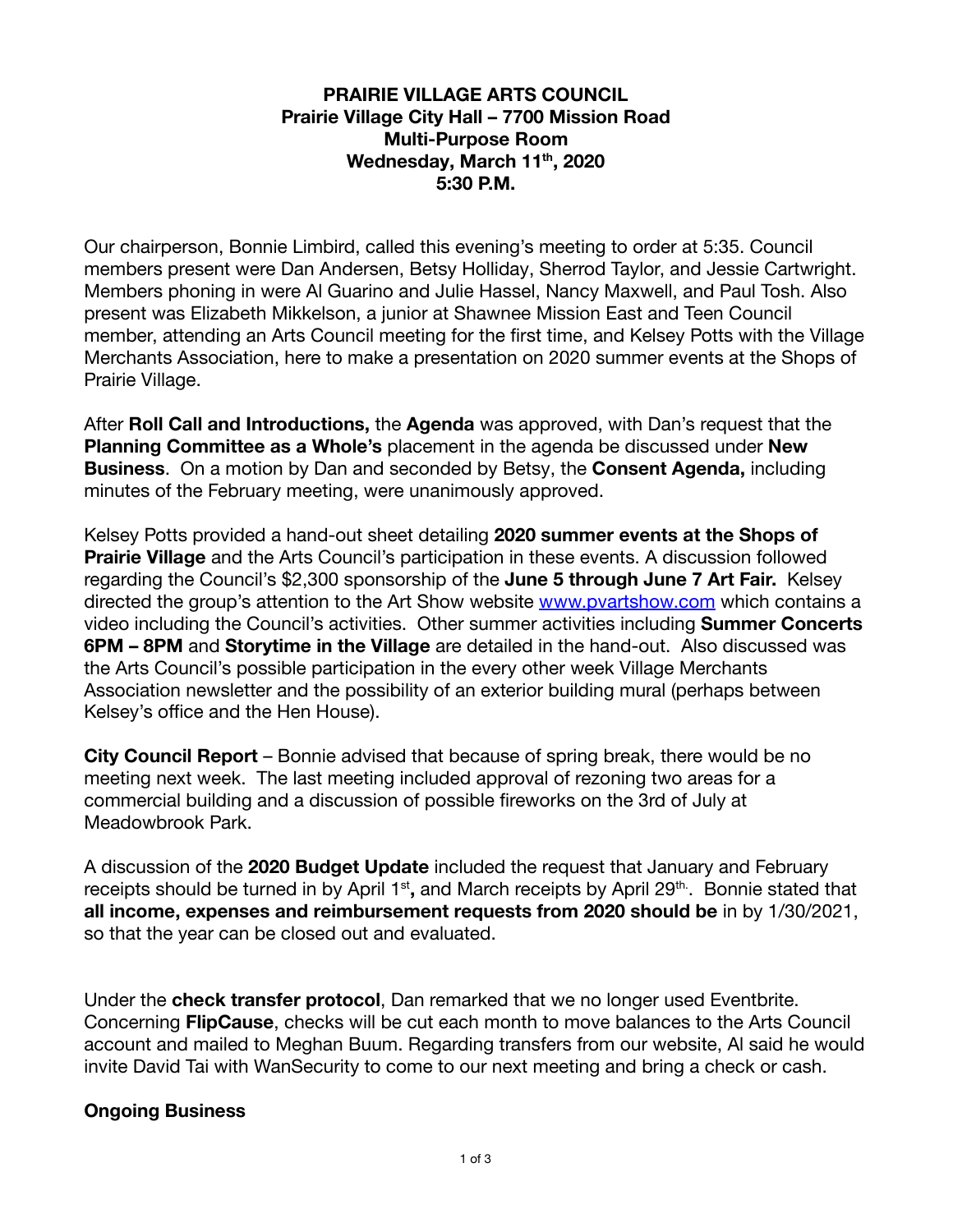**PRAIRIE VILLAGE ARTS COUNCIL**
**Prairie Village City Hall – 7700 Mission Road**
**Multi-Purpose Room**
**Wednesday, March 11th, 2020**
**5:30 P.M.**

Our chairperson, Bonnie Limbird, called this evening's meeting to order at 5:35. Council members present were Dan Andersen, Betsy Holliday, Sherrod Taylor, and Jessie Cartwright. Members phoning in were Al Guarino and Julie Hassel, Nancy Maxwell, and Paul Tosh. Also present was Elizabeth Mikkelson, a junior at Shawnee Mission East and Teen Council member, attending an Arts Council meeting for the first time, and Kelsey Potts with the Village Merchants Association, here to make a presentation on 2020 summer events at the Shops of Prairie Village.

After **Roll Call and Introductions,** the **Agenda** was approved, with Dan's request that the **Planning Committee as a Whole's** placement in the agenda be discussed under **New Business**. On a motion by Dan and seconded by Betsy, the **Consent Agenda,** including minutes of the February meeting, were unanimously approved.

Kelsey Potts provided a hand-out sheet detailing **2020 summer events at the Shops of Prairie Village** and the Arts Council's participation in these events. A discussion followed regarding the Council's $2,300 sponsorship of the **June 5 through June 7 Art Fair.** Kelsey directed the group's attention to the Art Show website [www.pvartshow.com](www.pvartshow.com) which contains a video including the Council's activities. Other summer activities including **Summer Concerts 6PM – 8PM** and **Storytime in the Village** are detailed in the hand-out. Also discussed was the Arts Council's possible participation in the every other week Village Merchants Association newsletter and the possibility of an exterior building mural (perhaps between Kelsey's office and the Hen House).

**City Council Report** – Bonnie advised that because of spring break, there would be no meeting next week. The last meeting included approval of rezoning two areas for a commercial building and a discussion of possible fireworks on the 3rd of July at Meadowbrook Park.

A discussion of the **2020 Budget Update** included the request that January and February receipts should be turned in by April 1st**,** and March receipts by April 29th.. Bonnie stated that **all income, expenses and reimbursement requests from 2020 should be** in by 1/30/2021, so that the year can be closed out and evaluated.

Under the **check transfer protocol**, Dan remarked that we no longer used Eventbrite. Concerning **FlipCause**, checks will be cut each month to move balances to the Arts Council account and mailed to Meghan Buum. Regarding transfers from our website, Al said he would invite David Tai with WanSecurity to come to our next meeting and bring a check or cash.

**Ongoing Business**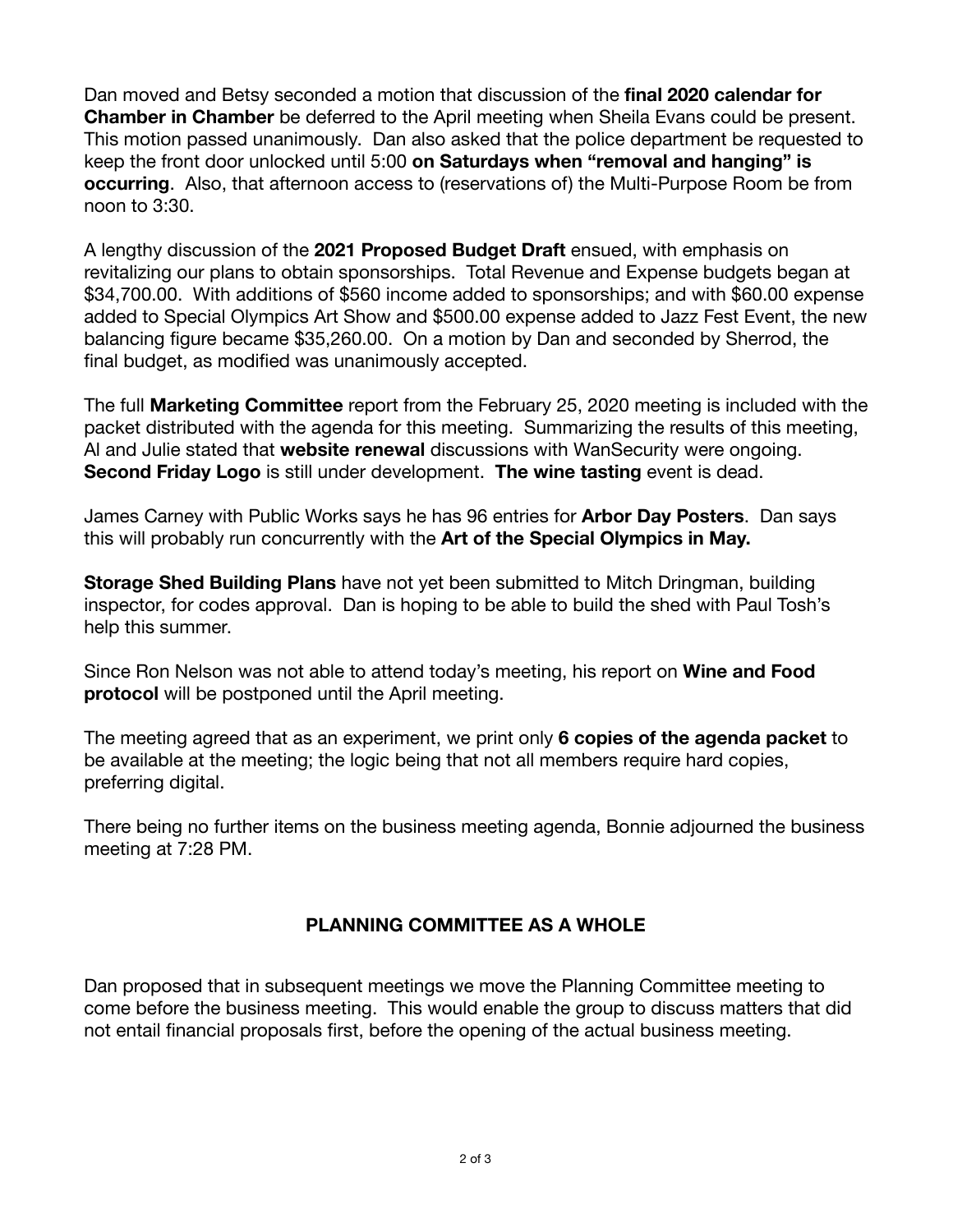Dan moved and Betsy seconded a motion that discussion of the **final 2020 calendar for Chamber in Chamber** be deferred to the April meeting when Sheila Evans could be present. This motion passed unanimously. Dan also asked that the police department be requested to keep the front door unlocked until 5:00 **on Saturdays when "removal and hanging" is occurring**. Also, that afternoon access to (reservations of) the Multi-Purpose Room be from noon to 3:30.

A lengthy discussion of the **2021 Proposed Budget Draft** ensued, with emphasis on revitalizing our plans to obtain sponsorships. Total Revenue and Expense budgets began at $34,700.00. With additions of $560 income added to sponsorships; and with $60.00 expense added to Special Olympics Art Show and $500.00 expense added to Jazz Fest Event, the new balancing figure became $35,260.00. On a motion by Dan and seconded by Sherrod, the final budget, as modified was unanimously accepted.

The full **Marketing Committee** report from the February 25, 2020 meeting is included with the packet distributed with the agenda for this meeting. Summarizing the results of this meeting, Al and Julie stated that **website renewal** discussions with WanSecurity were ongoing. **Second Friday Logo** is still under development. **The wine tasting** event is dead.

James Carney with Public Works says he has 96 entries for **Arbor Day Posters**. Dan says this will probably run concurrently with the **Art of the Special Olympics in May.**

**Storage Shed Building Plans** have not yet been submitted to Mitch Dringman, building inspector, for codes approval. Dan is hoping to be able to build the shed with Paul Tosh's help this summer.

Since Ron Nelson was not able to attend today's meeting, his report on **Wine and Food protocol** will be postponed until the April meeting.

The meeting agreed that as an experiment, we print only **6 copies of the agenda packet** to be available at the meeting; the logic being that not all members require hard copies, preferring digital.

There being no further items on the business meeting agenda, Bonnie adjourned the business meeting at 7:28 PM.

## PLANNING COMMITTEE AS A WHOLE

Dan proposed that in subsequent meetings we move the Planning Committee meeting to come before the business meeting. This would enable the group to discuss matters that did not entail financial proposals first, before the opening of the actual business meeting.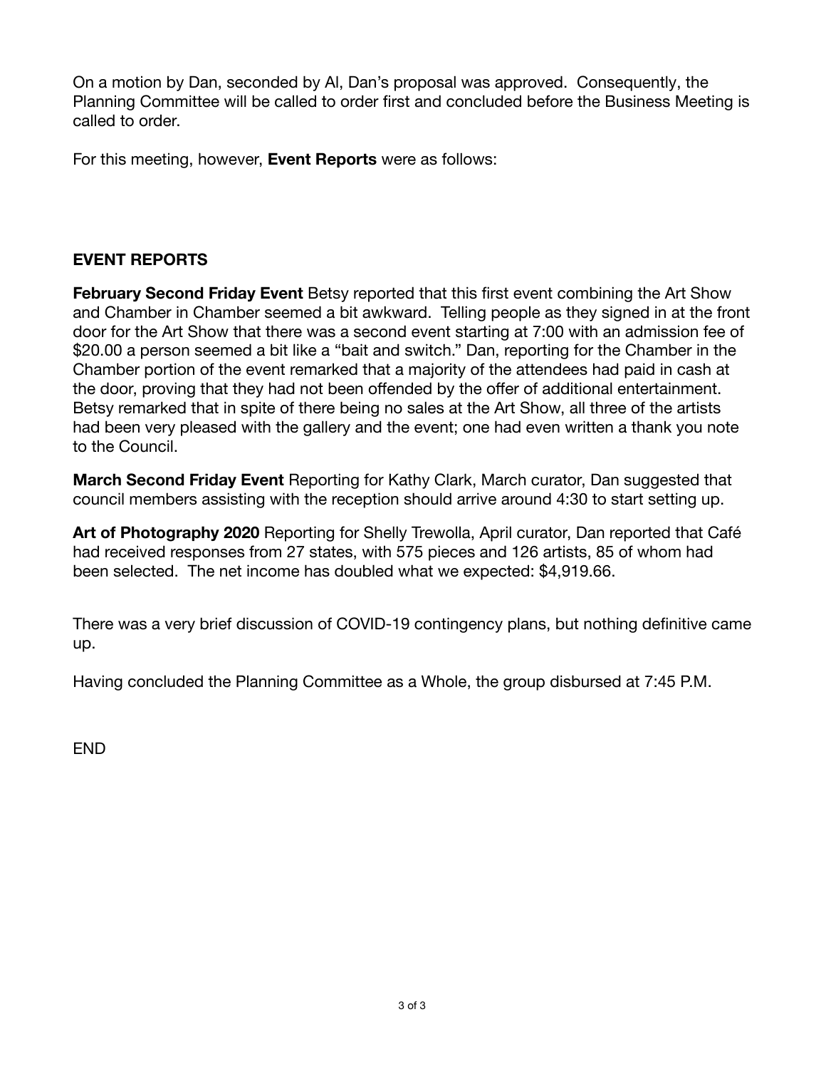On a motion by Dan, seconded by Al, Dan's proposal was approved. Consequently, the Planning Committee will be called to order first and concluded before the Business Meeting is called to order.

For this meeting, however, **Event Reports** were as follows:

## EVENT REPORTS

**February Second Friday Event** Betsy reported that this first event combining the Art Show and Chamber in Chamber seemed a bit awkward. Telling people as they signed in at the front door for the Art Show that there was a second event starting at 7:00 with an admission fee of $20.00 a person seemed a bit like a "bait and switch." Dan, reporting for the Chamber in the Chamber portion of the event remarked that a majority of the attendees had paid in cash at the door, proving that they had not been offended by the offer of additional entertainment. Betsy remarked that in spite of there being no sales at the Art Show, all three of the artists had been very pleased with the gallery and the event; one had even written a thank you note to the Council.

**March Second Friday Event** Reporting for Kathy Clark, March curator, Dan suggested that council members assisting with the reception should arrive around 4:30 to start setting up.

**Art of Photography 2020** Reporting for Shelly Trewolla, April curator, Dan reported that Café had received responses from 27 states, with 575 pieces and 126 artists, 85 of whom had been selected. The net income has doubled what we expected: $4,919.66.

There was a very brief discussion of COVID-19 contingency plans, but nothing definitive came up.

Having concluded the Planning Committee as a Whole, the group disbursed at 7:45 P.M.

END